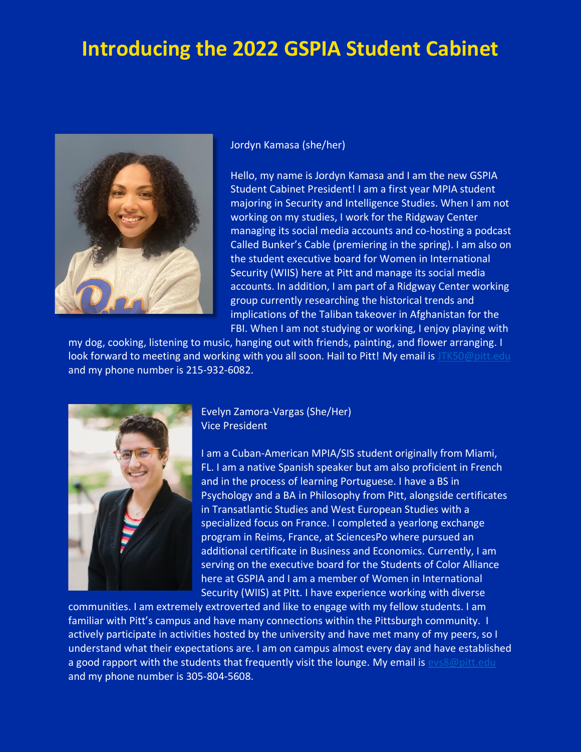# Introducing the 2022 GSPIA Student Cabinet

Jordyn Kamasa (she/her)

Hello, my name is Jordyn Kamasa and I am the new GSPIA Student Cabinet President! I am a first year MPIA student majoring in Security and Intelligence Studies. When I am not working on my studies, I work for the Ridgway Center managing its social media accounts and co-hosting a podcast Called Bunker's Cable (premiering in the spring). I am also on the student executive board for Women in International Security (WIIS) here at Pitt and manage its social media accounts. In addition, I am part of a Ridgway Center working group currently researching the historical trends and implications of the Taliban takeover in Afghanistan for the FBI. When I am not studying or working, I enjoy playing with my dog, cooking, listening to music, hanging out with friends, painting, and flower arranging. I look forward to meeting and working with you all soon. Hail to Pitt! My email is JTK50@pitt.edu and my phone number is 215-932-6082.

Evelyn Zamora-Vargas (She/Her)
Vice President

I am a Cuban-American MPIA/SIS student originally from Miami, FL. I am a native Spanish speaker but am also proficient in French and in the process of learning Portuguese. I have a BS in Psychology and a BA in Philosophy from Pitt, alongside certificates in Transatlantic Studies and West European Studies with a specialized focus on France. I completed a yearlong exchange program in Reims, France, at SciencesPo where pursued an additional certificate in Business and Economics. Currently, I am serving on the executive board for the Students of Color Alliance here at GSPIA and I am a member of Women in International Security (WIIS) at Pitt. I have experience working with diverse communities. I am extremely extroverted and like to engage with my fellow students. I am familiar with Pitt's campus and have many connections within the Pittsburgh community. I actively participate in activities hosted by the university and have met many of my peers, so I understand what their expectations are. I am on campus almost every day and have established a good rapport with the students that frequently visit the lounge. My email is evs8@pitt.edu and my phone number is 305-804-5608.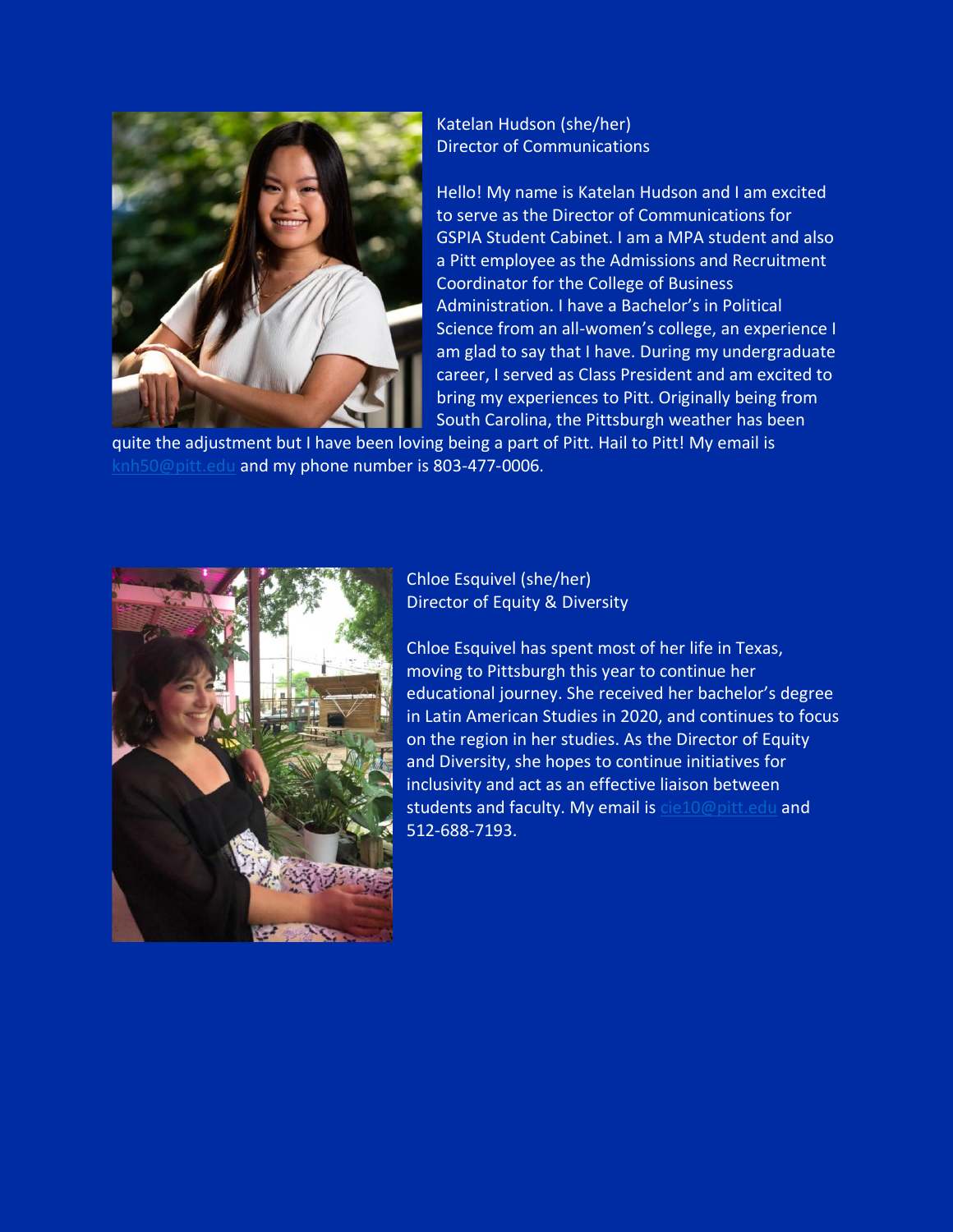Katelan Hudson (she/her)
Director of Communications

Hello! My name is Katelan Hudson and I am excited to serve as the Director of Communications for GSPIA Student Cabinet. I am a MPA student and also a Pitt employee as the Admissions and Recruitment Coordinator for the College of Business Administration. I have a Bachelor's in Political Science from an all-women's college, an experience I am glad to say that I have. During my undergraduate career, I served as Class President and am excited to bring my experiences to Pitt. Originally being from South Carolina, the Pittsburgh weather has been quite the adjustment but I have been loving being a part of Pitt. Hail to Pitt! My email is knh50@pitt.edu and my phone number is 803-477-0006.

Chloe Esquivel (she/her)
Director of Equity & Diversity

Chloe Esquivel has spent most of her life in Texas, moving to Pittsburgh this year to continue her educational journey. She received her bachelor's degree in Latin American Studies in 2020, and continues to focus on the region in her studies. As the Director of Equity and Diversity, she hopes to continue initiatives for inclusivity and act as an effective liaison between students and faculty. My email is cie10@pitt.edu and 512-688-7193.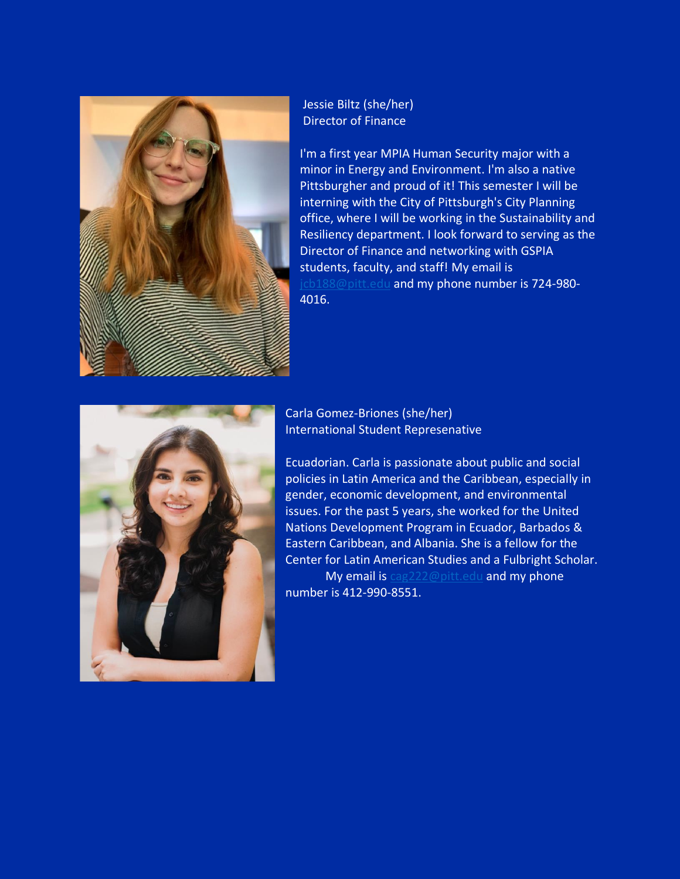Jessie Biltz (she/her)
Director of Finance

I'm a first year MPIA Human Security major with a minor in Energy and Environment. I'm also a native Pittsburgher and proud of it! This semester I will be interning with the City of Pittsburgh's City Planning office, where I will be working in the Sustainability and Resiliency department. I look forward to serving as the Director of Finance and networking with GSPIA students, faculty, and staff! My email is jcb188@pitt.edu and my phone number is 724-980-4016.

Carla Gomez-Briones (she/her)
International Student Represenative

Ecuadorian. Carla is passionate about public and social policies in Latin America and the Caribbean, especially in gender, economic development, and environmental issues. For the past 5 years, she worked for the United Nations Development Program in Ecuador, Barbados & Eastern Caribbean, and Albania. She is a fellow for the Center for Latin American Studies and a Fulbright Scholar. My email is cag222@pitt.edu and my phone number is 412-990-8551.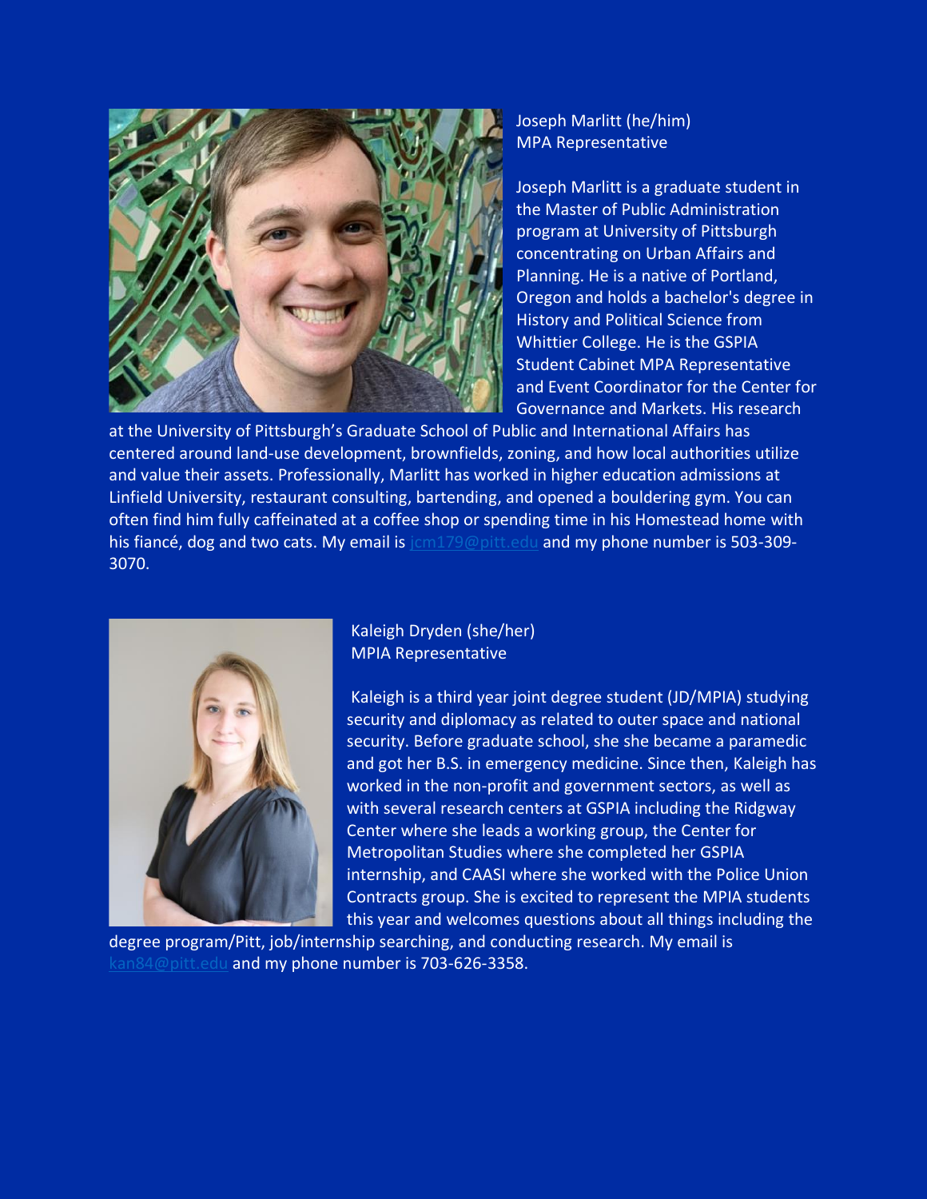Joseph Marlitt (he/him)
MPA Representative

Joseph Marlitt is a graduate student in the Master of Public Administration program at University of Pittsburgh concentrating on Urban Affairs and Planning. He is a native of Portland, Oregon and holds a bachelor's degree in History and Political Science from Whittier College. He is the GSPIA Student Cabinet MPA Representative and Event Coordinator for the Center for Governance and Markets. His research at the University of Pittsburgh's Graduate School of Public and International Affairs has centered around land-use development, brownfields, zoning, and how local authorities utilize and value their assets. Professionally, Marlitt has worked in higher education admissions at Linfield University, restaurant consulting, bartending, and opened a bouldering gym. You can often find him fully caffeinated at a coffee shop or spending time in his Homestead home with his fiancé, dog and two cats. My email is jcm179@pitt.edu and my phone number is 503-309-3070.

Kaleigh Dryden (she/her)
MPIA Representative

Kaleigh is a third year joint degree student (JD/MPIA) studying security and diplomacy as related to outer space and national security. Before graduate school, she she became a paramedic and got her B.S. in emergency medicine. Since then, Kaleigh has worked in the non-profit and government sectors, as well as with several research centers at GSPIA including the Ridgway Center where she leads a working group, the Center for Metropolitan Studies where she completed her GSPIA internship, and CAASI where she worked with the Police Union Contracts group. She is excited to represent the MPIA students this year and welcomes questions about all things including the degree program/Pitt, job/internship searching, and conducting research. My email is kan84@pitt.edu and my phone number is 703-626-3358.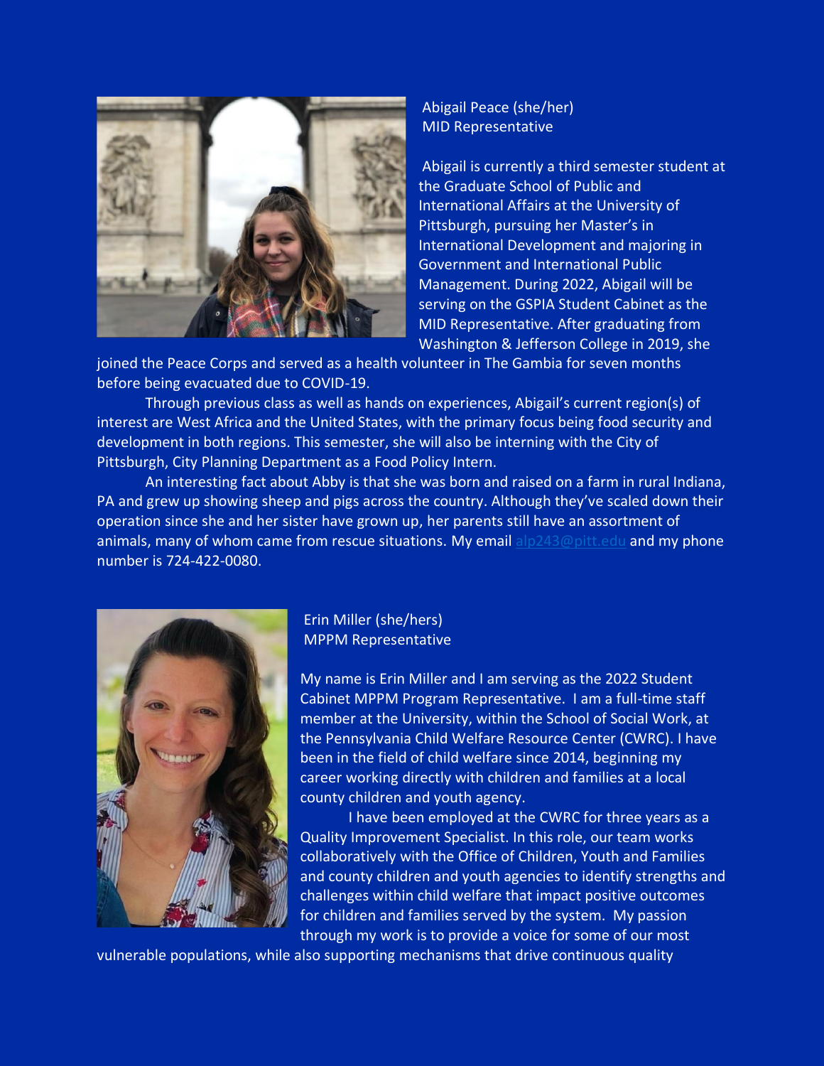Abigail Peace (she/her)
MID Representative

Abigail is currently a third semester student at the Graduate School of Public and International Affairs at the University of Pittsburgh, pursuing her Master's in International Development and majoring in Government and International Public Management. During 2022, Abigail will be serving on the GSPIA Student Cabinet as the MID Representative. After graduating from Washington & Jefferson College in 2019, she joined the Peace Corps and served as a health volunteer in The Gambia for seven months before being evacuated due to COVID-19.

Through previous class as well as hands on experiences, Abigail's current region(s) of interest are West Africa and the United States, with the primary focus being food security and development in both regions. This semester, she will also be interning with the City of Pittsburgh, City Planning Department as a Food Policy Intern.

An interesting fact about Abby is that she was born and raised on a farm in rural Indiana, PA and grew up showing sheep and pigs across the country. Although they've scaled down their operation since she and her sister have grown up, her parents still have an assortment of animals, many of whom came from rescue situations. My email alp243@pitt.edu and my phone number is 724-422-0080.

Erin Miller (she/hers)
MPPM Representative

My name is Erin Miller and I am serving as the 2022 Student Cabinet MPPM Program Representative. I am a full-time staff member at the University, within the School of Social Work, at the Pennsylvania Child Welfare Resource Center (CWRC). I have been in the field of child welfare since 2014, beginning my career working directly with children and families at a local county children and youth agency.

I have been employed at the CWRC for three years as a Quality Improvement Specialist. In this role, our team works collaboratively with the Office of Children, Youth and Families and county children and youth agencies to identify strengths and challenges within child welfare that impact positive outcomes for children and families served by the system. My passion through my work is to provide a voice for some of our most vulnerable populations, while also supporting mechanisms that drive continuous quality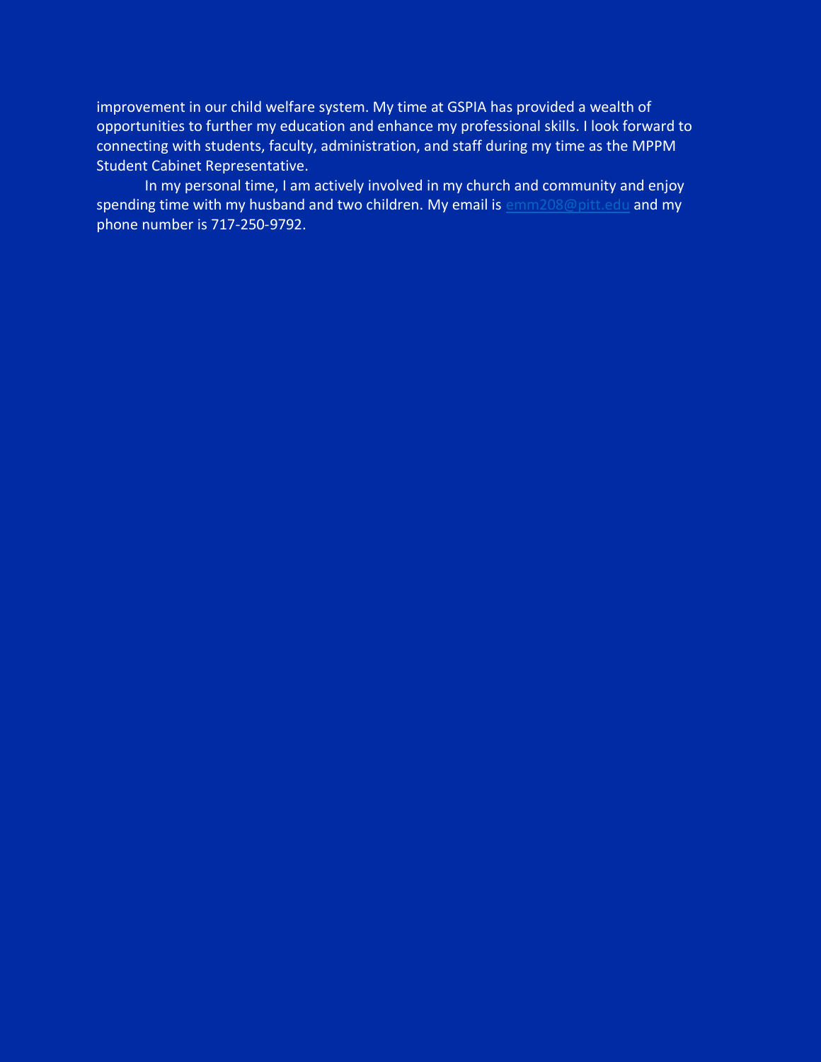improvement in our child welfare system. My time at GSPIA has provided a wealth of opportunities to further my education and enhance my professional skills. I look forward to connecting with students, faculty, administration, and staff during my time as the MPPM Student Cabinet Representative.

In my personal time, I am actively involved in my church and community and enjoy spending time with my husband and two children. My email is emm208@pitt.edu and my phone number is 717-250-9792.